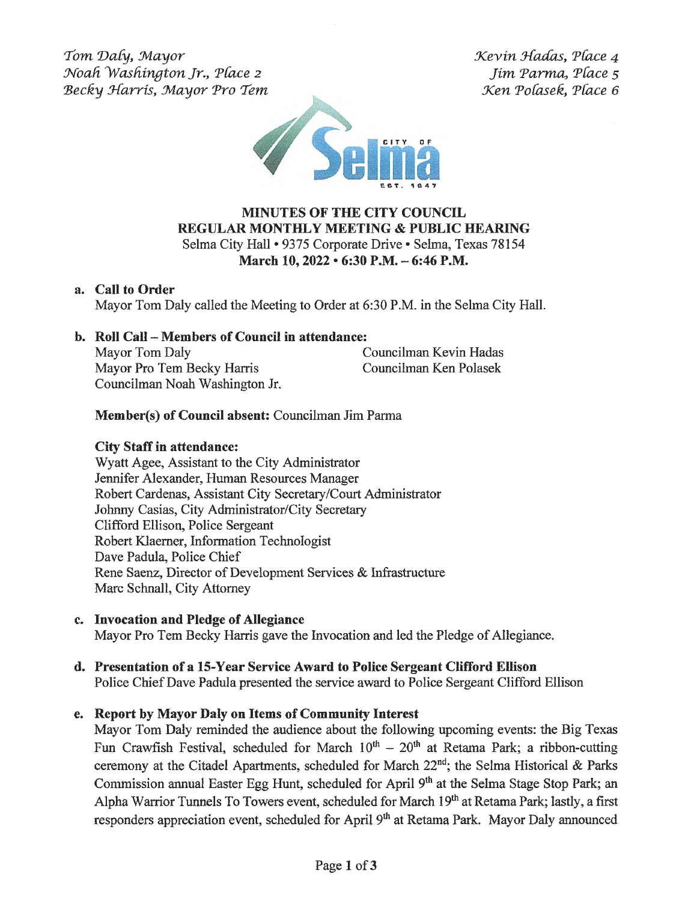*Tom Daly, Mayor*
*Noah Washington Jr., Place 2*
*Becky Harris, Mayor Pro Tem*

*Kevin Hadas, Place 4*
*Jim Parma, Place 5*
*Ken Polasek, Place 6*

# MINUTES OF THE CITY COUNCIL REGULAR MONTHLY MEETING & PUBLIC HEARING

Selma City Hall • 9375 Corporate Drive • Selma, Texas 78154

**March 10, 2022 • 6:30 P.M. – 6:46 P.M.**

**a. Call to Order**

Mayor Tom Daly called the Meeting to Order at 6:30 P.M. in the Selma City Hall.

**b. Roll Call – Members of Council in attendance:**

Mayor Tom Daly
Mayor Pro Tem Becky Harris
Councilman Noah Washington Jr.
Councilman Kevin Hadas
Councilman Ken Polasek

**Member(s) of Council absent:** Councilman Jim Parma

**City Staff in attendance:**

Wyatt Agee, Assistant to the City Administrator
Jennifer Alexander, Human Resources Manager
Robert Cardenas, Assistant City Secretary/Court Administrator
Johnny Casias, City Administrator/City Secretary
Clifford Ellison, Police Sergeant
Robert Klaerner, Information Technologist
Dave Padula, Police Chief
Rene Saenz, Director of Development Services & Infrastructure
Marc Schnall, City Attorney

**c. Invocation and Pledge of Allegiance**

Mayor Pro Tem Becky Harris gave the Invocation and led the Pledge of Allegiance.

**d. Presentation of a 15-Year Service Award to Police Sergeant Clifford Ellison**

Police Chief Dave Padula presented the service award to Police Sergeant Clifford Ellison

**e. Report by Mayor Daly on Items of Community Interest**

Mayor Tom Daly reminded the audience about the following upcoming events: the Big Texas Fun Crawfish Festival, scheduled for March 10th – 20th at Retama Park; a ribbon-cutting ceremony at the Citadel Apartments, scheduled for March 22nd; the Selma Historical & Parks Commission annual Easter Egg Hunt, scheduled for April 9th at the Selma Stage Stop Park; an Alpha Warrior Tunnels To Towers event, scheduled for March 19th at Retama Park; lastly, a first responders appreciation event, scheduled for April 9th at Retama Park. Mayor Daly announced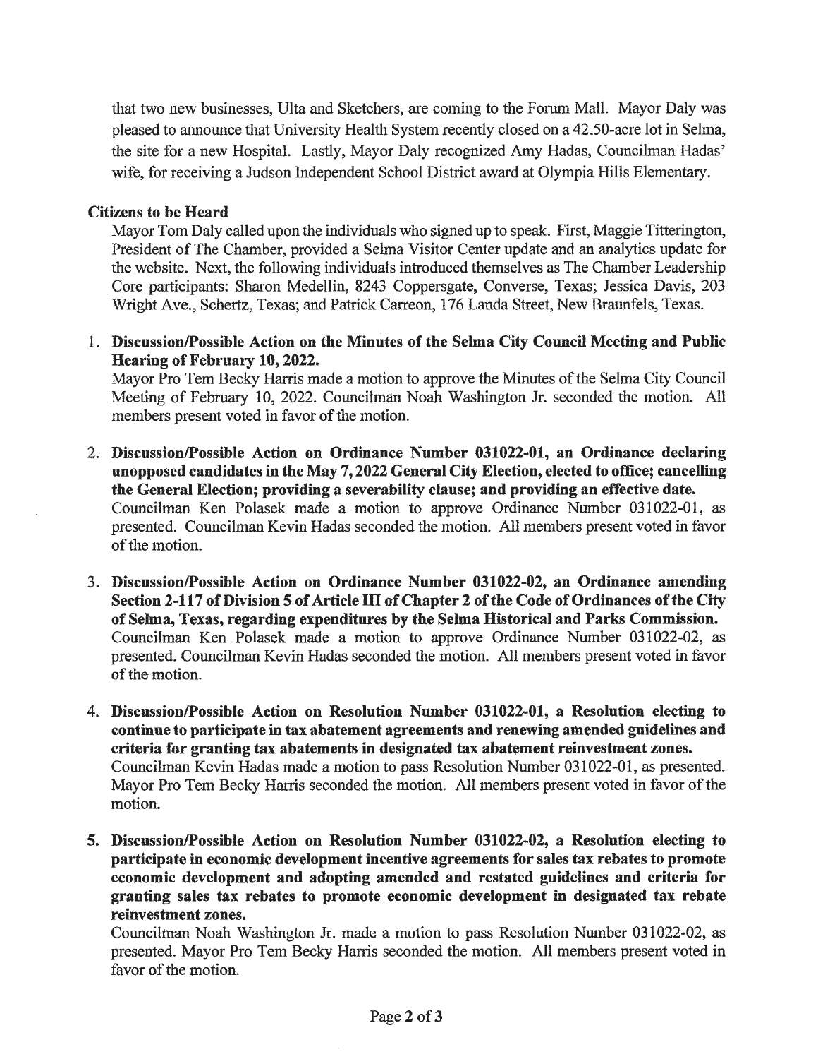that two new businesses, Ulta and Sketchers, are coming to the Forum Mall. Mayor Daly was pleased to announce that University Health System recently closed on a 42.50-acre lot in Selma, the site for a new Hospital. Lastly, Mayor Daly recognized Amy Hadas, Councilman Hadas' wife, for receiving a Judson Independent School District award at Olympia Hills Elementary.

**Citizens to be Heard**

Mayor Tom Daly called upon the individuals who signed up to speak. First, Maggie Titterington, President of The Chamber, provided a Selma Visitor Center update and an analytics update for the website. Next, the following individuals introduced themselves as The Chamber Leadership Core participants: Sharon Medellin, 8243 Coppersgate, Converse, Texas; Jessica Davis, 203 Wright Ave., Schertz, Texas; and Patrick Carreon, 176 Landa Street, New Braunfels, Texas.

1. **Discussion/Possible Action on the Minutes of the Selma City Council Meeting and Public Hearing of February 10, 2022.**
   Mayor Pro Tem Becky Harris made a motion to approve the Minutes of the Selma City Council Meeting of February 10, 2022. Councilman Noah Washington Jr. seconded the motion. All members present voted in favor of the motion.

2. **Discussion/Possible Action on Ordinance Number 031022-01, an Ordinance declaring unopposed candidates in the May 7, 2022 General City Election, elected to office; cancelling the General Election; providing a severability clause; and providing an effective date.**
   Councilman Ken Polasek made a motion to approve Ordinance Number 031022-01, as presented. Councilman Kevin Hadas seconded the motion. All members present voted in favor of the motion.

3. **Discussion/Possible Action on Ordinance Number 031022-02, an Ordinance amending Section 2-117 of Division 5 of Article III of Chapter 2 of the Code of Ordinances of the City of Selma, Texas, regarding expenditures by the Selma Historical and Parks Commission.**
   Councilman Ken Polasek made a motion to approve Ordinance Number 031022-02, as presented. Councilman Kevin Hadas seconded the motion. All members present voted in favor of the motion.

4. **Discussion/Possible Action on Resolution Number 031022-01, a Resolution electing to continue to participate in tax abatement agreements and renewing amended guidelines and criteria for granting tax abatements in designated tax abatement reinvestment zones.**
   Councilman Kevin Hadas made a motion to pass Resolution Number 031022-01, as presented. Mayor Pro Tem Becky Harris seconded the motion. All members present voted in favor of the motion.

5. **Discussion/Possible Action on Resolution Number 031022-02, a Resolution electing to participate in economic development incentive agreements for sales tax rebates to promote economic development and adopting amended and restated guidelines and criteria for granting sales tax rebates to promote economic development in designated tax rebate reinvestment zones.**
   Councilman Noah Washington Jr. made a motion to pass Resolution Number 031022-02, as presented. Mayor Pro Tem Becky Harris seconded the motion. All members present voted in favor of the motion.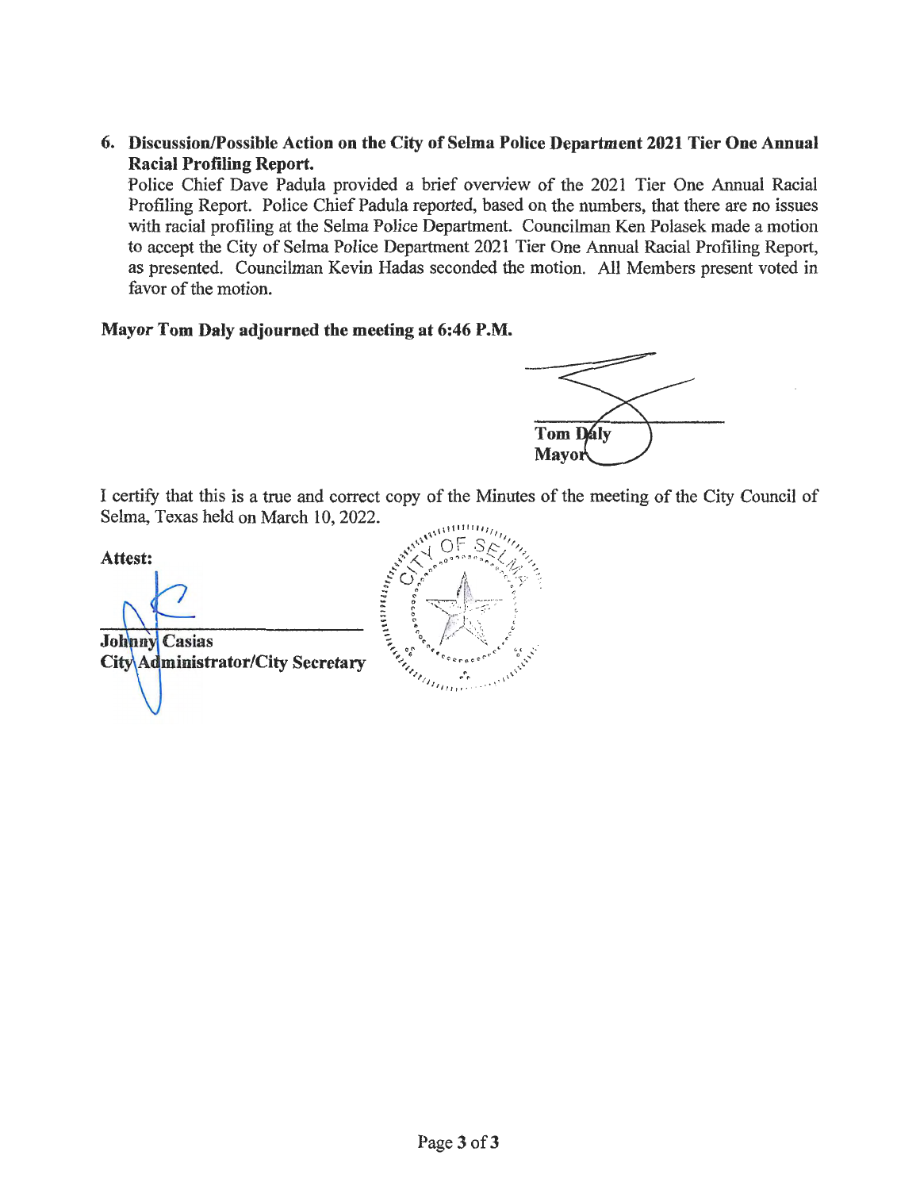6. **Discussion/Possible Action on the City of Selma Police Department 2021 Tier One Annual Racial Profiling Report.**
   Police Chief Dave Padula provided a brief overview of the 2021 Tier One Annual Racial Profiling Report. Police Chief Padula reported, based on the numbers, that there are no issues with racial profiling at the Selma Police Department. Councilman Ken Polasek made a motion to accept the City of Selma Police Department 2021 Tier One Annual Racial Profiling Report, as presented. Councilman Kevin Hadas seconded the motion. All Members present voted in favor of the motion.

**Mayor Tom Daly adjourned the meeting at 6:46 P.M.**

**Tom Daly**
**Mayor**

I certify that this is a true and correct copy of the Minutes of the meeting of the City Council of Selma, Texas held on March 10, 2022.

**Attest:**

**Johnny Casias**
**City Administrator/City Secretary**

CITY OF SELMA